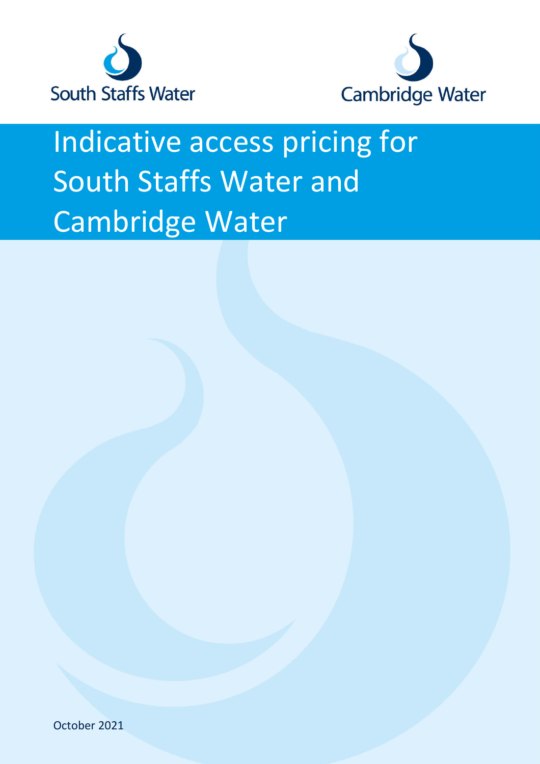South Staffs Water

Cambridge Water

# Indicative access pricing for South Staffs Water and Cambridge Water

October 2021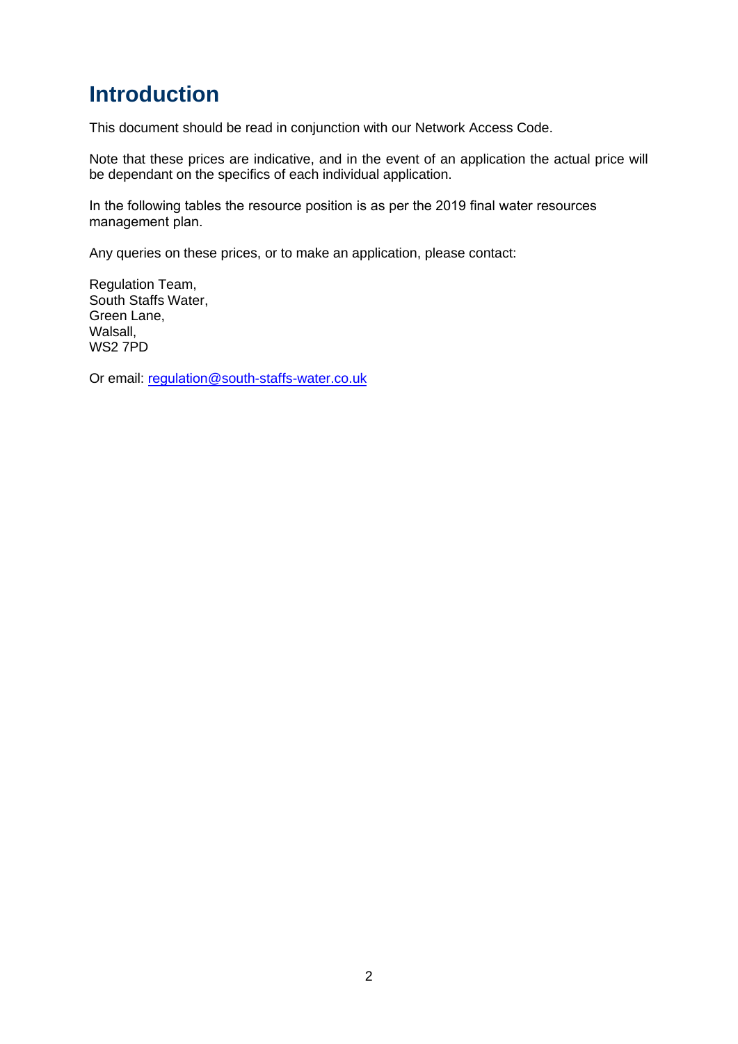# Introduction

This document should be read in conjunction with our Network Access Code.

Note that these prices are indicative, and in the event of an application the actual price will be dependant on the specifics of each individual application.

In the following tables the resource position is as per the 2019 final water resources management plan.

Any queries on these prices, or to make an application, please contact:

Regulation Team,  
South Staffs Water,  
Green Lane,  
Walsall,  
WS2 7PD

Or email: regulation@south-staffs-water.co.uk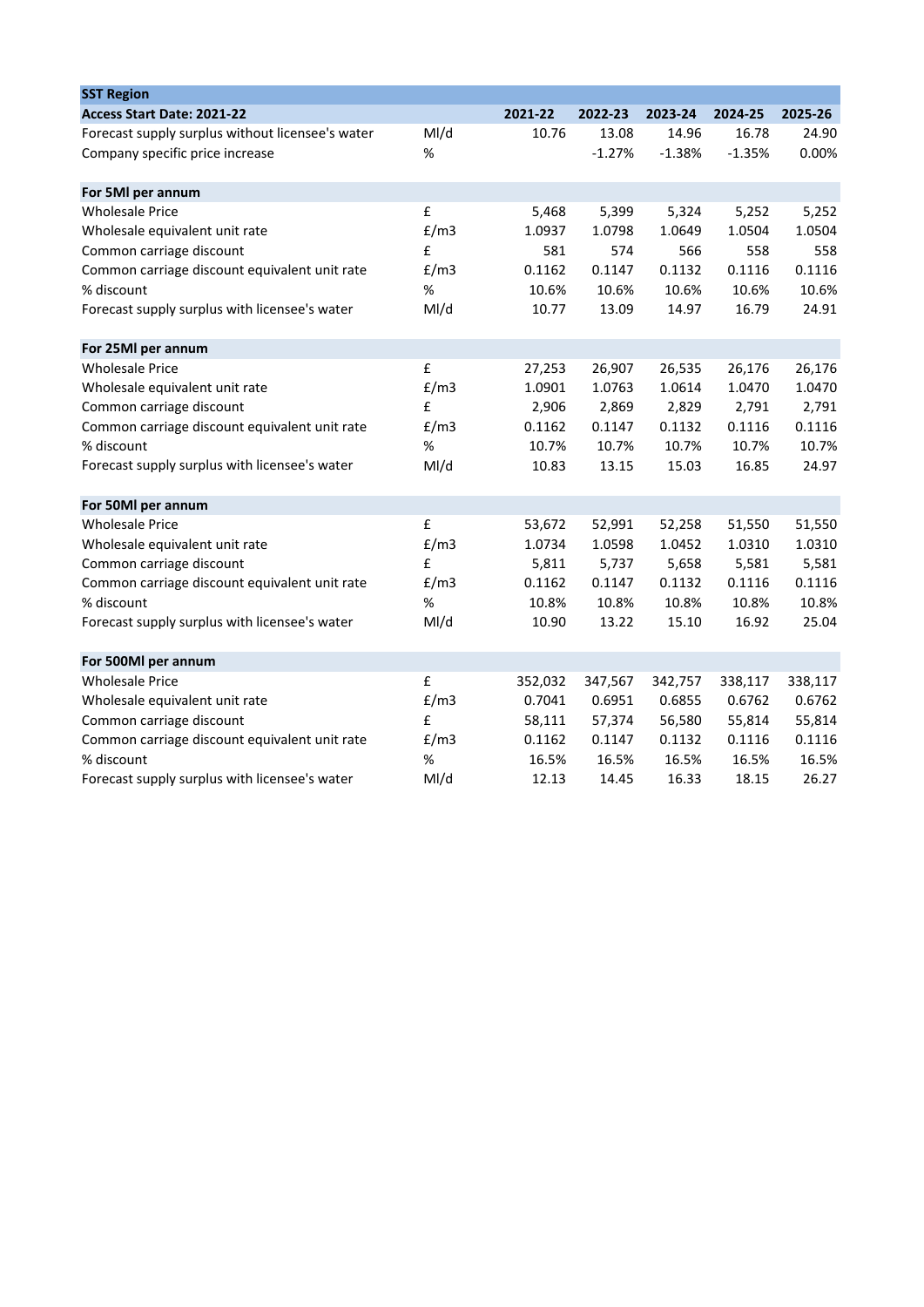| SST Region | | | | | | |
|---|---|---|---|---|---|---|
| **Access Start Date: 2021-22** | | **2021-22** | **2022-23** | **2023-24** | **2024-25** | **2025-26** |
| Forecast supply surplus without licensee's water | Ml/d | 10.76 | 13.08 | 14.96 | 16.78 | 24.90 |
| Company specific price increase | % | | -1.27% | -1.38% | -1.35% | 0.00% |
| | | | | | | |
| **For 5Ml per annum** | | | | | | |
| Wholesale Price | £ | 5,468 | 5,399 | 5,324 | 5,252 | 5,252 |
| Wholesale equivalent unit rate | £/m3 | 1.0937 | 1.0798 | 1.0649 | 1.0504 | 1.0504 |
| Common carriage discount | £ | 581 | 574 | 566 | 558 | 558 |
| Common carriage discount equivalent unit rate | £/m3 | 0.1162 | 0.1147 | 0.1132 | 0.1116 | 0.1116 |
| % discount | % | 10.6% | 10.6% | 10.6% | 10.6% | 10.6% |
| Forecast supply surplus with licensee's water | Ml/d | 10.77 | 13.09 | 14.97 | 16.79 | 24.91 |
| | | | | | | |
| **For 25Ml per annum** | | | | | | |
| Wholesale Price | £ | 27,253 | 26,907 | 26,535 | 26,176 | 26,176 |
| Wholesale equivalent unit rate | £/m3 | 1.0901 | 1.0763 | 1.0614 | 1.0470 | 1.0470 |
| Common carriage discount | £ | 2,906 | 2,869 | 2,829 | 2,791 | 2,791 |
| Common carriage discount equivalent unit rate | £/m3 | 0.1162 | 0.1147 | 0.1132 | 0.1116 | 0.1116 |
| % discount | % | 10.7% | 10.7% | 10.7% | 10.7% | 10.7% |
| Forecast supply surplus with licensee's water | Ml/d | 10.83 | 13.15 | 15.03 | 16.85 | 24.97 |
| | | | | | | |
| **For 50Ml per annum** | | | | | | |
| Wholesale Price | £ | 53,672 | 52,991 | 52,258 | 51,550 | 51,550 |
| Wholesale equivalent unit rate | £/m3 | 1.0734 | 1.0598 | 1.0452 | 1.0310 | 1.0310 |
| Common carriage discount | £ | 5,811 | 5,737 | 5,658 | 5,581 | 5,581 |
| Common carriage discount equivalent unit rate | £/m3 | 0.1162 | 0.1147 | 0.1132 | 0.1116 | 0.1116 |
| % discount | % | 10.8% | 10.8% | 10.8% | 10.8% | 10.8% |
| Forecast supply surplus with licensee's water | Ml/d | 10.90 | 13.22 | 15.10 | 16.92 | 25.04 |
| | | | | | | |
| **For 500Ml per annum** | | | | | | |
| Wholesale Price | £ | 352,032 | 347,567 | 342,757 | 338,117 | 338,117 |
| Wholesale equivalent unit rate | £/m3 | 0.7041 | 0.6951 | 0.6855 | 0.6762 | 0.6762 |
| Common carriage discount | £ | 58,111 | 57,374 | 56,580 | 55,814 | 55,814 |
| Common carriage discount equivalent unit rate | £/m3 | 0.1162 | 0.1147 | 0.1132 | 0.1116 | 0.1116 |
| % discount | % | 16.5% | 16.5% | 16.5% | 16.5% | 16.5% |
| Forecast supply surplus with licensee's water | Ml/d | 12.13 | 14.45 | 16.33 | 18.15 | 26.27 |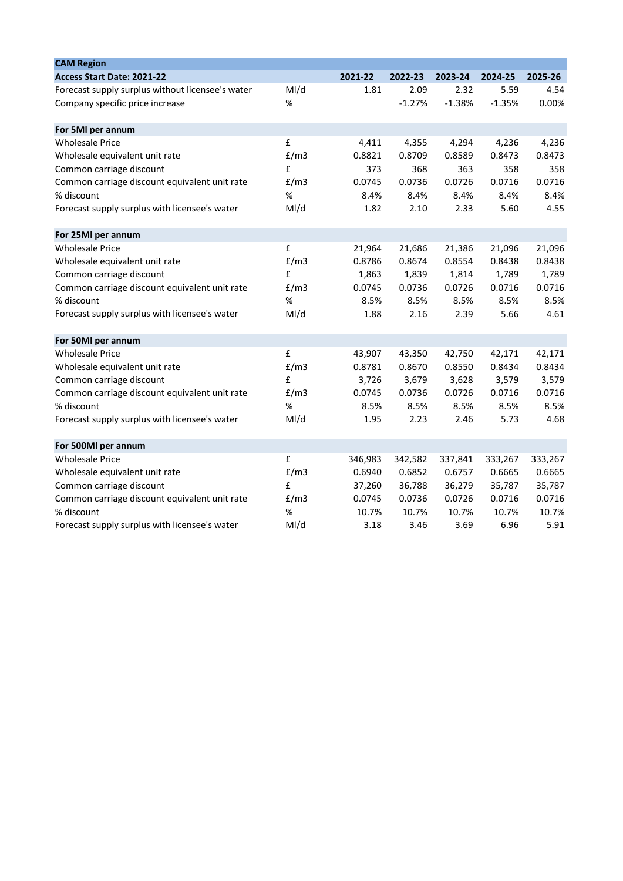| CAM Region | | | | | | |
|---|---|---|---|---|---|---|
| **Access Start Date: 2021-22** | | **2021-22** | **2022-23** | **2023-24** | **2024-25** | **2025-26** |
| Forecast supply surplus without licensee's water | Ml/d | 1.81 | 2.09 | 2.32 | 5.59 | 4.54 |
| Company specific price increase | % | | -1.27% | -1.38% | -1.35% | 0.00% |
| | | | | | | |
| **For 5Ml per annum** | | | | | | |
| Wholesale Price | £ | 4,411 | 4,355 | 4,294 | 4,236 | 4,236 |
| Wholesale equivalent unit rate | £/m3 | 0.8821 | 0.8709 | 0.8589 | 0.8473 | 0.8473 |
| Common carriage discount | £ | 373 | 368 | 363 | 358 | 358 |
| Common carriage discount equivalent unit rate | £/m3 | 0.0745 | 0.0736 | 0.0726 | 0.0716 | 0.0716 |
| % discount | % | 8.4% | 8.4% | 8.4% | 8.4% | 8.4% |
| Forecast supply surplus with licensee's water | Ml/d | 1.82 | 2.10 | 2.33 | 5.60 | 4.55 |
| | | | | | | |
| **For 25Ml per annum** | | | | | | |
| Wholesale Price | £ | 21,964 | 21,686 | 21,386 | 21,096 | 21,096 |
| Wholesale equivalent unit rate | £/m3 | 0.8786 | 0.8674 | 0.8554 | 0.8438 | 0.8438 |
| Common carriage discount | £ | 1,863 | 1,839 | 1,814 | 1,789 | 1,789 |
| Common carriage discount equivalent unit rate | £/m3 | 0.0745 | 0.0736 | 0.0726 | 0.0716 | 0.0716 |
| % discount | % | 8.5% | 8.5% | 8.5% | 8.5% | 8.5% |
| Forecast supply surplus with licensee's water | Ml/d | 1.88 | 2.16 | 2.39 | 5.66 | 4.61 |
| | | | | | | |
| **For 50Ml per annum** | | | | | | |
| Wholesale Price | £ | 43,907 | 43,350 | 42,750 | 42,171 | 42,171 |
| Wholesale equivalent unit rate | £/m3 | 0.8781 | 0.8670 | 0.8550 | 0.8434 | 0.8434 |
| Common carriage discount | £ | 3,726 | 3,679 | 3,628 | 3,579 | 3,579 |
| Common carriage discount equivalent unit rate | £/m3 | 0.0745 | 0.0736 | 0.0726 | 0.0716 | 0.0716 |
| % discount | % | 8.5% | 8.5% | 8.5% | 8.5% | 8.5% |
| Forecast supply surplus with licensee's water | Ml/d | 1.95 | 2.23 | 2.46 | 5.73 | 4.68 |
| | | | | | | |
| **For 500Ml per annum** | | | | | | |
| Wholesale Price | £ | 346,983 | 342,582 | 337,841 | 333,267 | 333,267 |
| Wholesale equivalent unit rate | £/m3 | 0.6940 | 0.6852 | 0.6757 | 0.6665 | 0.6665 |
| Common carriage discount | £ | 37,260 | 36,788 | 36,279 | 35,787 | 35,787 |
| Common carriage discount equivalent unit rate | £/m3 | 0.0745 | 0.0736 | 0.0726 | 0.0716 | 0.0716 |
| % discount | % | 10.7% | 10.7% | 10.7% | 10.7% | 10.7% |
| Forecast supply surplus with licensee's water | Ml/d | 3.18 | 3.46 | 3.69 | 6.96 | 5.91 |